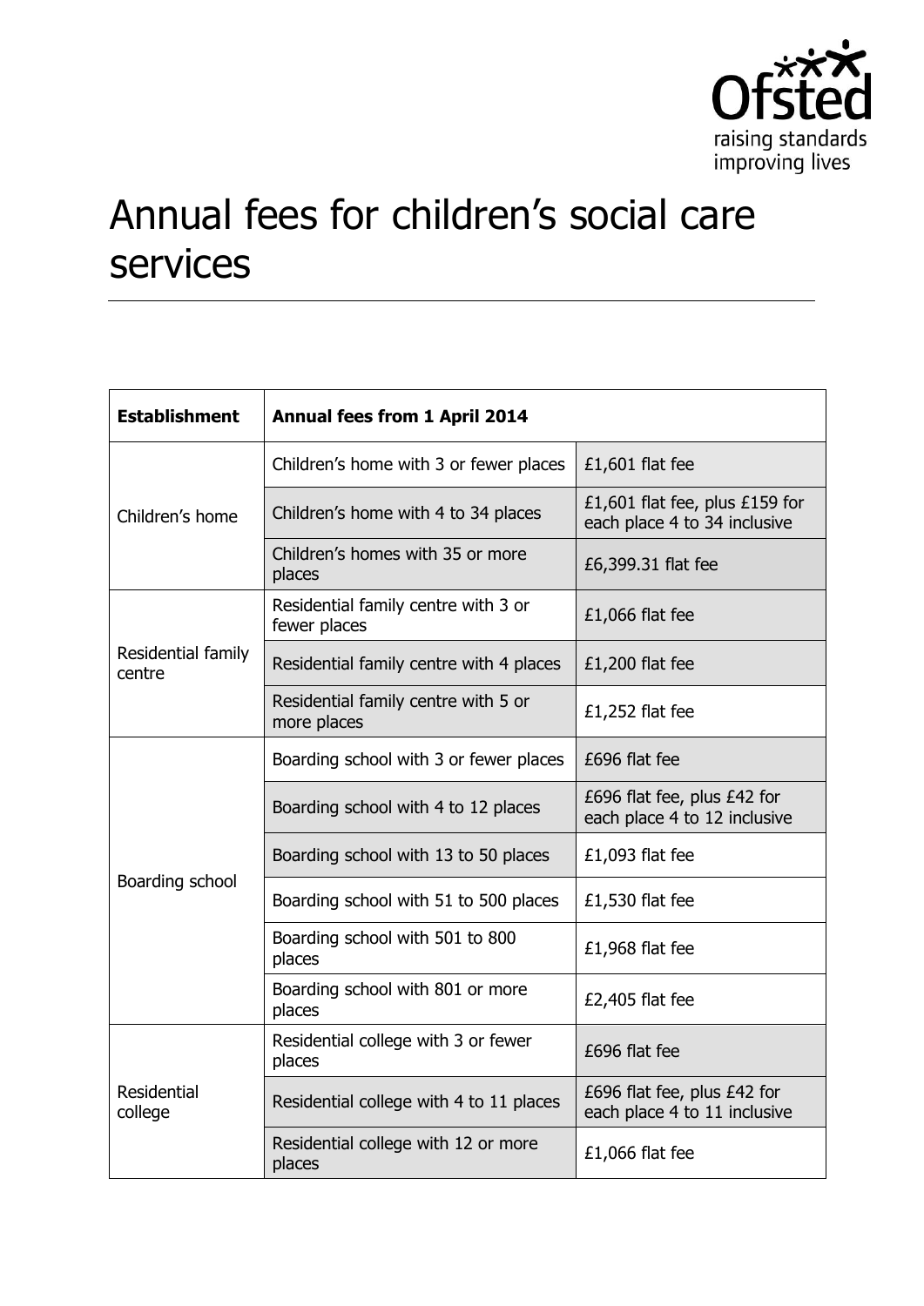# Annual fees for children's social care services

| Establishment | Annual fees from 1 April 2014 | |
|---|---|---|
| Children's home | Children's home with 3 or fewer places | £1,601 flat fee |
| | Children's home with 4 to 34 places | £1,601 flat fee, plus £159 for each place 4 to 34 inclusive |
| | Children's homes with 35 or more places | £6,399.31 flat fee |
| Residential family centre | Residential family centre with 3 or fewer places | £1,066 flat fee |
| | Residential family centre with 4 places | £1,200 flat fee |
| | Residential family centre with 5 or more places | £1,252 flat fee |
| Boarding school | Boarding school with 3 or fewer places | £696 flat fee |
| | Boarding school with 4 to 12 places | £696 flat fee, plus £42 for each place 4 to 12 inclusive |
| | Boarding school with 13 to 50 places | £1,093 flat fee |
| | Boarding school with 51 to 500 places | £1,530 flat fee |
| | Boarding school with 501 to 800 places | £1,968 flat fee |
| | Boarding school with 801 or more places | £2,405 flat fee |
| Residential college | Residential college with 3 or fewer places | £696 flat fee |
| | Residential college with 4 to 11 places | £696 flat fee, plus £42 for each place 4 to 11 inclusive |
| | Residential college with 12 or more places | £1,066 flat fee |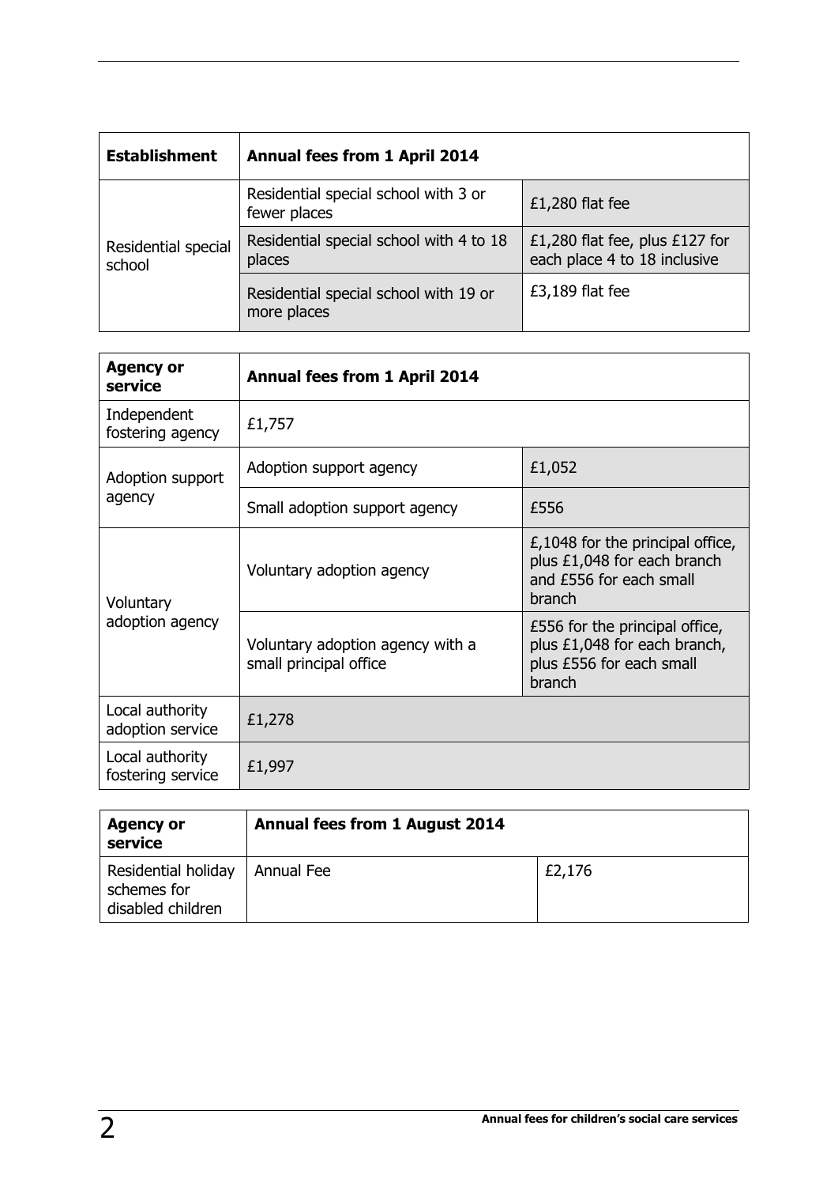| Establishment | Annual fees from 1 April 2014 | |
|---|---|---|
| Residential special school | Residential special school with 3 or fewer places | £1,280 flat fee |
| | Residential special school with 4 to 18 places | £1,280 flat fee, plus £127 for each place 4 to 18 inclusive |
| | Residential special school with 19 or more places | £3,189 flat fee |

| Agency or service | Annual fees from 1 April 2014 | |
|---|---|---|
| Independent fostering agency | £1,757 | |
| Adoption support agency | Adoption support agency | £1,052 |
| | Small adoption support agency | £556 |
| Voluntary adoption agency | Voluntary adoption agency | £,1048 for the principal office, plus £1,048 for each branch and £556 for each small branch |
| | Voluntary adoption agency with a small principal office | £556 for the principal office, plus £1,048 for each branch, plus £556 for each small branch |
| Local authority adoption service | £1,278 | |
| Local authority fostering service | £1,997 | |

| Agency or service | Annual fees from 1 August 2014 | |
|---|---|---|
| Residential holiday schemes for disabled children | Annual Fee | £2,176 |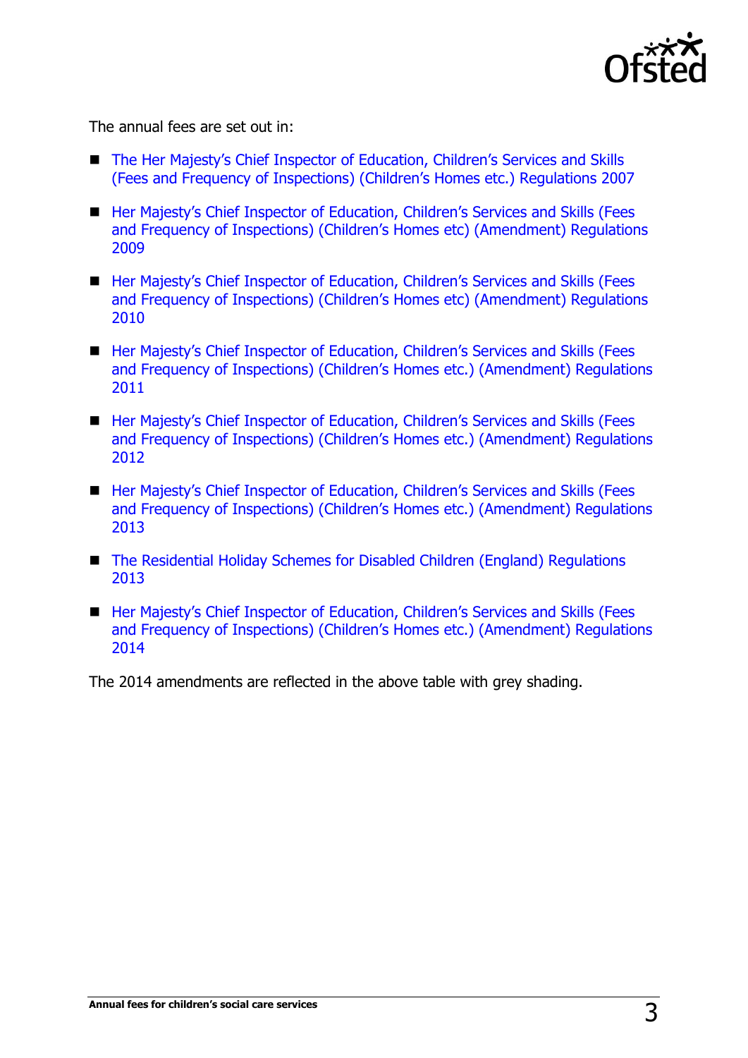The annual fees are set out in:

- The Her Majesty's Chief Inspector of Education, Children's Services and Skills (Fees and Frequency of Inspections) (Children's Homes etc.) Regulations 2007
- Her Majesty's Chief Inspector of Education, Children's Services and Skills (Fees and Frequency of Inspections) (Children's Homes etc) (Amendment) Regulations 2009
- Her Majesty's Chief Inspector of Education, Children's Services and Skills (Fees and Frequency of Inspections) (Children's Homes etc) (Amendment) Regulations 2010
- Her Majesty's Chief Inspector of Education, Children's Services and Skills (Fees and Frequency of Inspections) (Children's Homes etc.) (Amendment) Regulations 2011
- Her Majesty's Chief Inspector of Education, Children's Services and Skills (Fees and Frequency of Inspections) (Children's Homes etc.) (Amendment) Regulations 2012
- Her Majesty's Chief Inspector of Education, Children's Services and Skills (Fees and Frequency of Inspections) (Children's Homes etc.) (Amendment) Regulations 2013
- The Residential Holiday Schemes for Disabled Children (England) Regulations 2013
- Her Majesty's Chief Inspector of Education, Children's Services and Skills (Fees and Frequency of Inspections) (Children's Homes etc.) (Amendment) Regulations 2014

The 2014 amendments are reflected in the above table with grey shading.